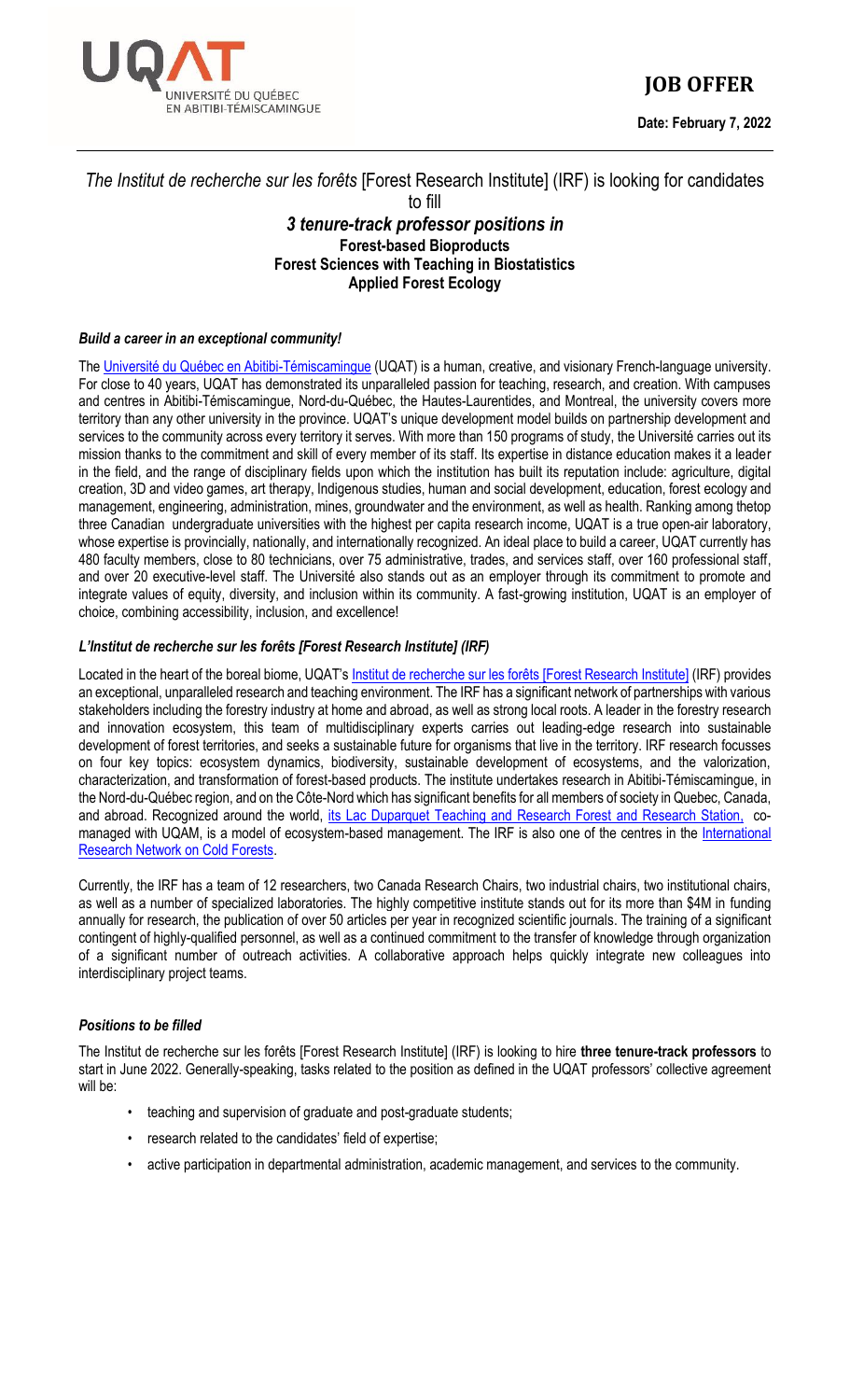# JOB OFFER

**Date: February 7, 2022**

*The Institut de recherche sur les forêts* [Forest Research Institute] (IRF) is looking for candidates to fill

## *3 tenure-track professor positions in*

**Forest-based Bioproducts**
**Forest Sciences with Teaching in Biostatistics**
**Applied Forest Ecology**

### *Build a career in an exceptional community!*

The Université du Québec en Abitibi-Témiscamingue (UQAT) is a human, creative, and visionary French-language university. For close to 40 years, UQAT has demonstrated its unparalleled passion for teaching, research, and creation. With campuses and centres in Abitibi-Témiscamingue, Nord-du-Québec, the Hautes-Laurentides, and Montreal, the university covers more territory than any other university in the province. UQAT's unique development model builds on partnership development and services to the community across every territory it serves. With more than 150 programs of study, the Université carries out its mission thanks to the commitment and skill of every member of its staff. Its expertise in distance education makes it a leader in the field, and the range of disciplinary fields upon which the institution has built its reputation include: agriculture, digital creation, 3D and video games, art therapy, Indigenous studies, human and social development, education, forest ecology and management, engineering, administration, mines, groundwater and the environment, as well as health. Ranking among thetop three Canadian undergraduate universities with the highest per capita research income, UQAT is a true open-air laboratory, whose expertise is provincially, nationally, and internationally recognized. An ideal place to build a career, UQAT currently has 480 faculty members, close to 80 technicians, over 75 administrative, trades, and services staff, over 160 professional staff, and over 20 executive-level staff. The Université also stands out as an employer through its commitment to promote and integrate values of equity, diversity, and inclusion within its community. A fast-growing institution, UQAT is an employer of choice, combining accessibility, inclusion, and excellence!

### *L'Institut de recherche sur les forêts [Forest Research Institute] (IRF)*

Located in the heart of the boreal biome, UQAT's Institut de recherche sur les forêts [Forest Research Institute] (IRF) provides an exceptional, unparalleled research and teaching environment. The IRF has a significant network of partnerships with various stakeholders including the forestry industry at home and abroad, as well as strong local roots. A leader in the forestry research and innovation ecosystem, this team of multidisciplinary experts carries out leading-edge research into sustainable development of forest territories, and seeks a sustainable future for organisms that live in the territory. IRF research focusses on four key topics: ecosystem dynamics, biodiversity, sustainable development of ecosystems, and the valorization, characterization, and transformation of forest-based products. The institute undertakes research in Abitibi-Témiscamingue, in the Nord-du-Québec region, and on the Côte-Nord which has significant benefits for all members of society in Quebec, Canada, and abroad. Recognized around the world, its Lac Duparquet Teaching and Research Forest and Research Station, co-managed with UQAM, is a model of ecosystem-based management. The IRF is also one of the centres in the International Research Network on Cold Forests.

Currently, the IRF has a team of 12 researchers, two Canada Research Chairs, two industrial chairs, two institutional chairs, as well as a number of specialized laboratories. The highly competitive institute stands out for its more than $4M in funding annually for research, the publication of over 50 articles per year in recognized scientific journals. The training of a significant contingent of highly-qualified personnel, as well as a continued commitment to the transfer of knowledge through organization of a significant number of outreach activities. A collaborative approach helps quickly integrate new colleagues into interdisciplinary project teams.

### *Positions to be filled*

The Institut de recherche sur les forêts [Forest Research Institute] (IRF) is looking to hire **three tenure-track professors** to start in June 2022. Generally-speaking, tasks related to the position as defined in the UQAT professors' collective agreement will be:

- teaching and supervision of graduate and post-graduate students;
- research related to the candidates' field of expertise;
- active participation in departmental administration, academic management, and services to the community.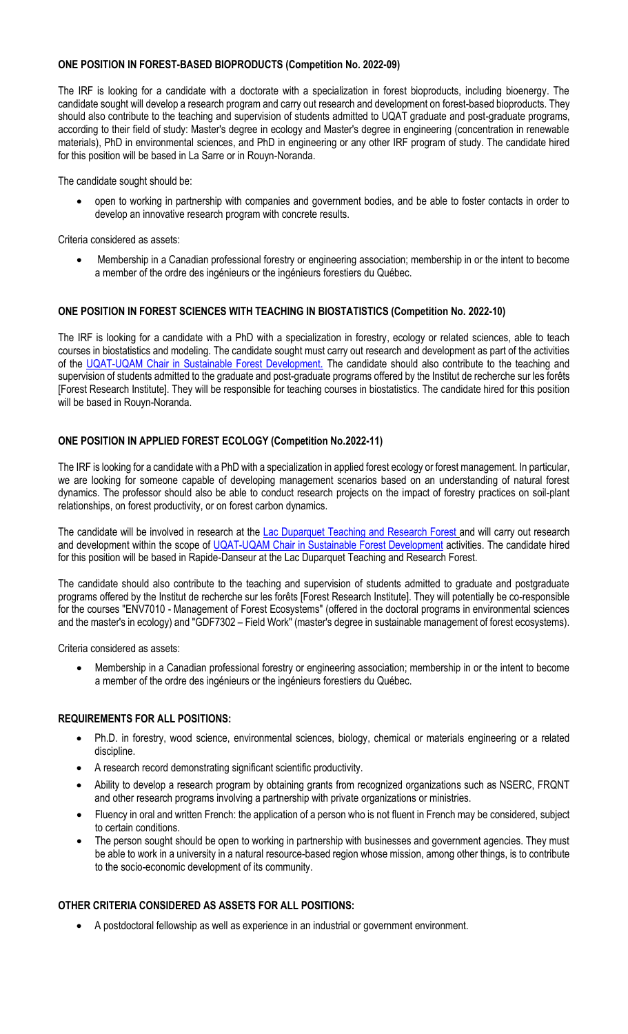## ONE POSITION IN FOREST-BASED BIOPRODUCTS (Competition No. 2022-09)

The IRF is looking for a candidate with a doctorate with a specialization in forest bioproducts, including bioenergy. The candidate sought will develop a research program and carry out research and development on forest-based bioproducts. They should also contribute to the teaching and supervision of students admitted to UQAT graduate and post-graduate programs, according to their field of study: Master's degree in ecology and Master's degree in engineering (concentration in renewable materials), PhD in environmental sciences, and PhD in engineering or any other IRF program of study. The candidate hired for this position will be based in La Sarre or in Rouyn-Noranda.

The candidate sought should be:

- open to working in partnership with companies and government bodies, and be able to foster contacts in order to develop an innovative research program with concrete results.

Criteria considered as assets:

- Membership in a Canadian professional forestry or engineering association; membership in or the intent to become a member of the ordre des ingénieurs or the ingénieurs forestiers du Québec.

## ONE POSITION IN FOREST SCIENCES WITH TEACHING IN BIOSTATISTICS (Competition No. 2022-10)

The IRF is looking for a candidate with a PhD with a specialization in forestry, ecology or related sciences, able to teach courses in biostatistics and modeling. The candidate sought must carry out research and development as part of the activities of the UQAT-UQAM Chair in Sustainable Forest Development. The candidate should also contribute to the teaching and supervision of students admitted to the graduate and post-graduate programs offered by the Institut de recherche sur les forêts [Forest Research Institute]. They will be responsible for teaching courses in biostatistics. The candidate hired for this position will be based in Rouyn-Noranda.

## ONE POSITION IN APPLIED FOREST ECOLOGY (Competition No.2022-11)

The IRF is looking for a candidate with a PhD with a specialization in applied forest ecology or forest management. In particular, we are looking for someone capable of developing management scenarios based on an understanding of natural forest dynamics. The professor should also be able to conduct research projects on the impact of forestry practices on soil-plant relationships, on forest productivity, or on forest carbon dynamics.

The candidate will be involved in research at the Lac Duparquet Teaching and Research Forest and will carry out research and development within the scope of UQAT-UQAM Chair in Sustainable Forest Development activities. The candidate hired for this position will be based in Rapide-Danseur at the Lac Duparquet Teaching and Research Forest.

The candidate should also contribute to the teaching and supervision of students admitted to graduate and postgraduate programs offered by the Institut de recherche sur les forêts [Forest Research Institute]. They will potentially be co-responsible for the courses "ENV7010 - Management of Forest Ecosystems" (offered in the doctoral programs in environmental sciences and the master's in ecology) and "GDF7302 – Field Work" (master's degree in sustainable management of forest ecosystems).

Criteria considered as assets:

- Membership in a Canadian professional forestry or engineering association; membership in or the intent to become a member of the ordre des ingénieurs or the ingénieurs forestiers du Québec.

## REQUIREMENTS FOR ALL POSITIONS:

- Ph.D. in forestry, wood science, environmental sciences, biology, chemical or materials engineering or a related discipline.
- A research record demonstrating significant scientific productivity.
- Ability to develop a research program by obtaining grants from recognized organizations such as NSERC, FRQNT and other research programs involving a partnership with private organizations or ministries.
- Fluency in oral and written French: the application of a person who is not fluent in French may be considered, subject to certain conditions.
- The person sought should be open to working in partnership with businesses and government agencies. They must be able to work in a university in a natural resource-based region whose mission, among other things, is to contribute to the socio-economic development of its community.

## OTHER CRITERIA CONSIDERED AS ASSETS FOR ALL POSITIONS:

- A postdoctoral fellowship as well as experience in an industrial or government environment.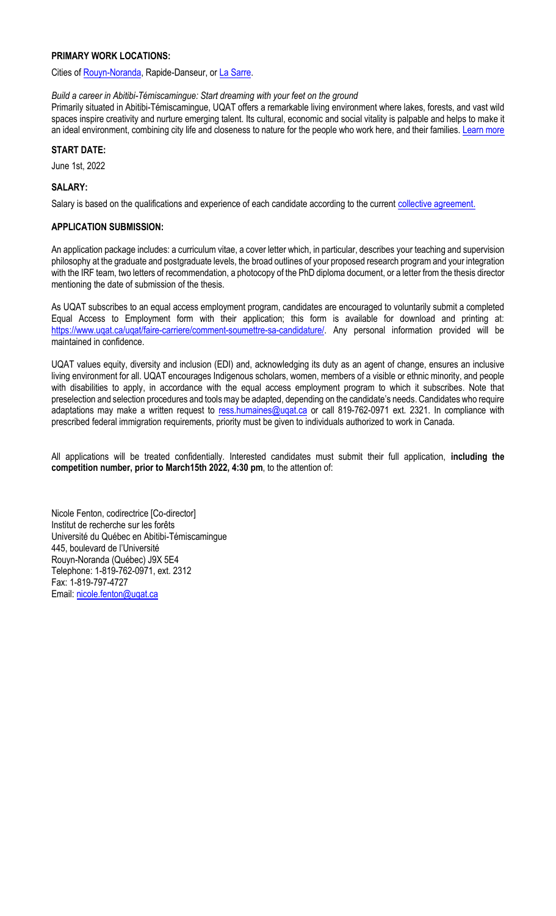**PRIMARY WORK LOCATIONS:**

Cities of Rouyn-Noranda, Rapide-Danseur, or La Sarre.

*Build a career in Abitibi-Témiscamingue: Start dreaming with your feet on the ground*

Primarily situated in Abitibi-Témiscamingue, UQAT offers a remarkable living environment where lakes, forests, and vast wild spaces inspire creativity and nurture emerging talent. Its cultural, economic and social vitality is palpable and helps to make it an ideal environment, combining city life and closeness to nature for the people who work here, and their families. Learn more

**START DATE:**

June 1st, 2022

**SALARY:**

Salary is based on the qualifications and experience of each candidate according to the current collective agreement.

**APPLICATION SUBMISSION:**

An application package includes: a curriculum vitae, a cover letter which, in particular, describes your teaching and supervision philosophy at the graduate and postgraduate levels, the broad outlines of your proposed research program and your integration with the IRF team, two letters of recommendation, a photocopy of the PhD diploma document, or a letter from the thesis director mentioning the date of submission of the thesis.

As UQAT subscribes to an equal access employment program, candidates are encouraged to voluntarily submit a completed Equal Access to Employment form with their application; this form is available for download and printing at: https://www.uqat.ca/uqat/faire-carriere/comment-soumettre-sa-candidature/. Any personal information provided will be maintained in confidence.

UQAT values equity, diversity and inclusion (EDI) and, acknowledging its duty as an agent of change, ensures an inclusive living environment for all. UQAT encourages Indigenous scholars, women, members of a visible or ethnic minority, and people with disabilities to apply, in accordance with the equal access employment program to which it subscribes. Note that preselection and selection procedures and tools may be adapted, depending on the candidate's needs. Candidates who require adaptations may make a written request to ress.humaines@uqat.ca or call 819-762-0971 ext. 2321. In compliance with prescribed federal immigration requirements, priority must be given to individuals authorized to work in Canada.

All applications will be treated confidentially. Interested candidates must submit their full application, **including the competition number, prior to March15th 2022, 4:30 pm**, to the attention of:

Nicole Fenton, codirectrice [Co-director]
Institut de recherche sur les forêts
Université du Québec en Abitibi-Témiscamingue
445, boulevard de l'Université
Rouyn-Noranda (Québec) J9X 5E4
Telephone: 1-819-762-0971, ext. 2312
Fax: 1-819-797-4727
Email: nicole.fenton@uqat.ca